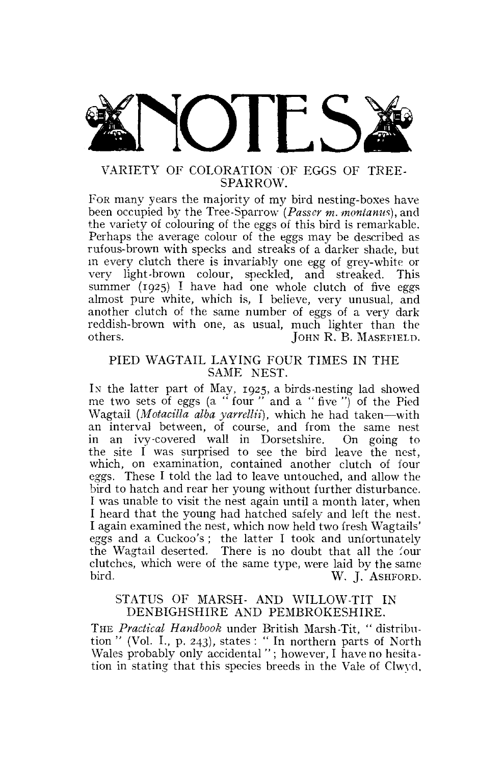# NOTES

## VARIETY OF COLORATION OF EGGS OF TREE-SPARROW.

For many years the majority of my bird nesting-boxes have been occupied by the Tree-Sparrow (*Passer m. montanus*), and the variety of colouring of the eggs of this bird is remarkable. Perhaps the average colour of the eggs may be described as rufous-brown with specks and streaks of a darker shade, but in every clutch there is invariably one egg of grey-white or very light-brown colour, speckled, and streaked. This summer (1925) I have had one whole clutch of five eggs almost pure white, which is, I believe, very unusual, and another clutch of the same number of eggs of a very dark reddish-brown with one, as usual, much lighter than the others.

JOHN R. B. MASEFIELD.

## PIED WAGTAIL LAYING FOUR TIMES IN THE SAME NEST.

In the latter part of May, 1925, a birds-nesting lad showed me two sets of eggs (a "four" and a "five") of the Pied Wagtail (*Motacilla alba yarrellii*), which he had taken—with an interval between, of course, and from the same nest in an ivy-covered wall in Dorsetshire. On going to the site I was surprised to see the bird leave the nest, which, on examination, contained another clutch of four eggs. These I told the lad to leave untouched, and allow the bird to hatch and rear her young without further disturbance. I was unable to visit the nest again until a month later, when I heard that the young had hatched safely and left the nest. I again examined the nest, which now held two fresh Wagtails' eggs and a Cuckoo's; the latter I took and unfortunately the Wagtail deserted. There is no doubt that all the four clutches, which were of the same type, were laid by the same bird.

W. J. ASHFORD.

## STATUS OF MARSH- AND WILLOW-TIT IN DENBIGHSHIRE AND PEMBROKESHIRE.

The *Practical Handbook* under British Marsh-Tit, "distribution" (Vol. I., p. 243), states: "In northern parts of North Wales probably only accidental"; however, I have no hesitation in stating that this species breeds in the Vale of Clwyd,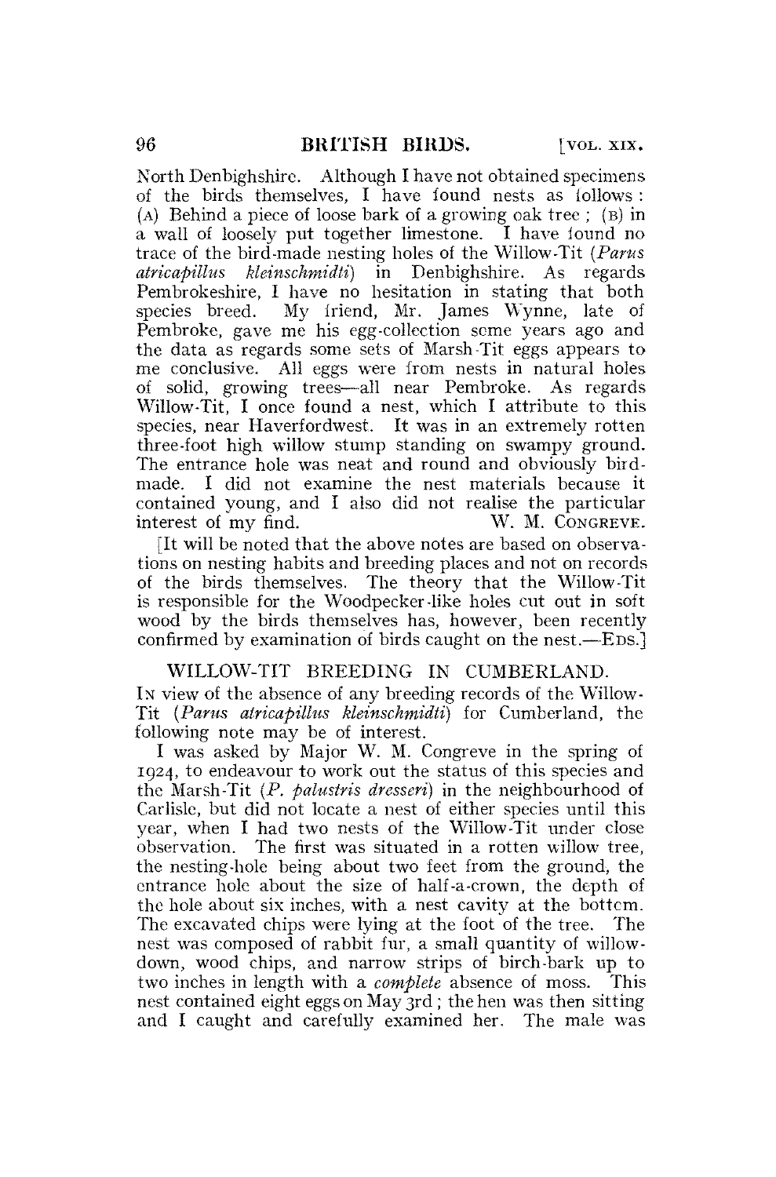North Denbighshire. Although I have not obtained specimens of the birds themselves, I have found nests as follows: (A) Behind a piece of loose bark of a growing oak tree; (B) in a wall of loosely put together limestone. I have found no trace of the bird-made nesting holes of the Willow-Tit (*Parus atricapillus kleinschmidti*) in Denbighshire. As regards Pembrokeshire, I have no hesitation in stating that both species breed. My friend, Mr. James Wynne, late of Pembroke, gave me his egg-collection some years ago and the data as regards some sets of Marsh-Tit eggs appears to me conclusive. All eggs were from nests in natural holes of solid, growing trees—all near Pembroke. As regards Willow-Tit, I once found a nest, which I attribute to this species, near Haverfordwest. It was in an extremely rotten three-foot high willow stump standing on swampy ground. The entrance hole was neat and round and obviously bird-made. I did not examine the nest materials because it contained young, and I also did not realise the particular interest of my find.

W. M. CONGREVE.

[It will be noted that the above notes are based on observations on nesting habits and breeding places and not on records of the birds themselves. The theory that the Willow-Tit is responsible for the Woodpecker-like holes cut out in soft wood by the birds themselves has, however, been recently confirmed by examination of birds caught on the nest.—EDS.]

## WILLOW-TIT BREEDING IN CUMBERLAND.

IN view of the absence of any breeding records of the Willow-Tit (*Parus atricapillus kleinschmidti*) for Cumberland, the following note may be of interest.

I was asked by Major W. M. Congreve in the spring of 1924, to endeavour to work out the status of this species and the Marsh-Tit (*P. palustris dresseri*) in the neighbourhood of Carlisle, but did not locate a nest of either species until this year, when I had two nests of the Willow-Tit under close observation. The first was situated in a rotten willow tree, the nesting-hole being about two feet from the ground, the entrance hole about the size of half-a-crown, the depth of the hole about six inches, with a nest cavity at the bottom. The excavated chips were lying at the foot of the tree. The nest was composed of rabbit fur, a small quantity of willow-down, wood chips, and narrow strips of birch-bark up to two inches in length with a *complete* absence of moss. This nest contained eight eggs on May 3rd; the hen was then sitting and I caught and carefully examined her. The male was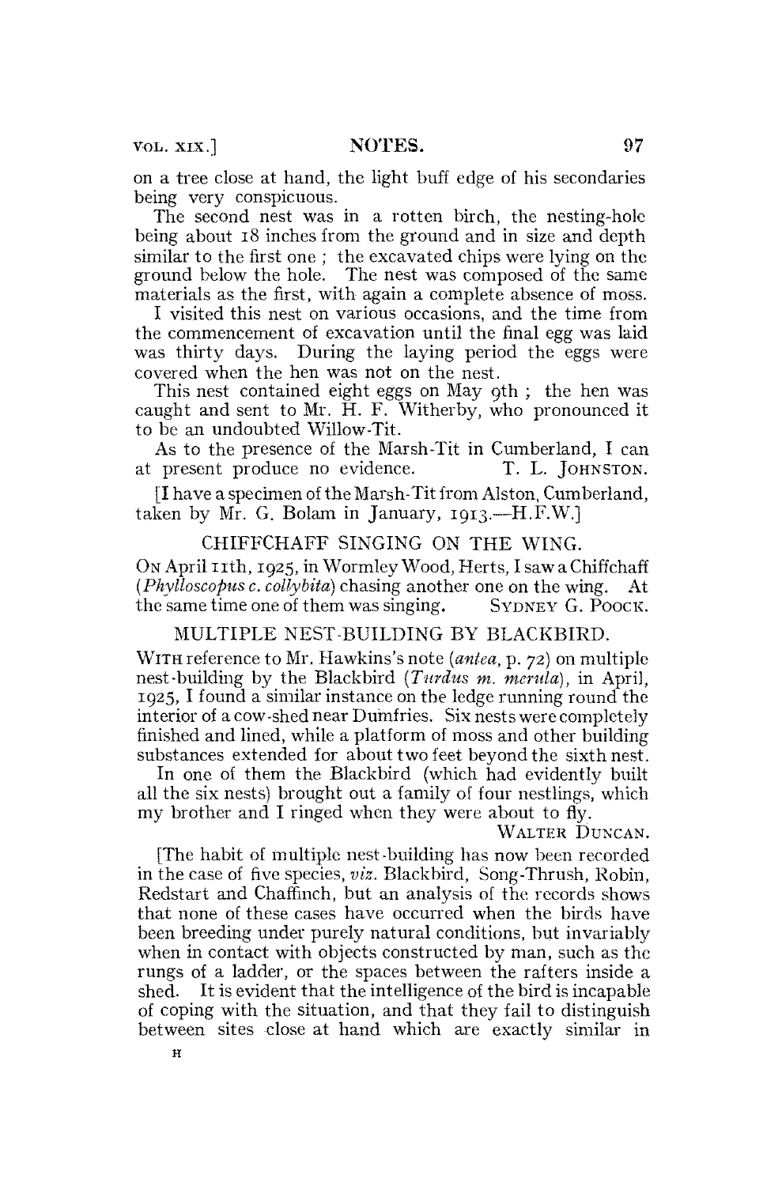on a tree close at hand, the light buff edge of his secondaries being very conspicuous.

The second nest was in a rotten birch, the nesting-hole being about 18 inches from the ground and in size and depth similar to the first one; the excavated chips were lying on the ground below the hole. The nest was composed of the same materials as the first, with again a complete absence of moss.

I visited this nest on various occasions, and the time from the commencement of excavation until the final egg was laid was thirty days. During the laying period the eggs were covered when the hen was not on the nest.

This nest contained eight eggs on May 9th; the hen was caught and sent to Mr. H. F. Witherby, who pronounced it to be an undoubted Willow-Tit.

As to the presence of the Marsh-Tit in Cumberland, I can at present produce no evidence. T. L. Johnston.

[I have a specimen of the Marsh-Tit from Alston, Cumberland, taken by Mr. G. Bolam in January, 1913.—H.F.W.]

## CHIFFCHAFF SINGING ON THE WING.

On April 11th, 1925, in Wormley Wood, Herts, I saw a Chiffchaff (*Phylloscopus c. collybita*) chasing another one on the wing. At the same time one of them was singing. Sydney G. Poock.

## MULTIPLE NEST-BUILDING BY BLACKBIRD.

With reference to Mr. Hawkins's note (*antea*, p. 72) on multiple nest-building by the Blackbird (*Turdus m. merula*), in April, 1925, I found a similar instance on the ledge running round the interior of a cow-shed near Dumfries. Six nests were completely finished and lined, while a platform of moss and other building substances extended for about two feet beyond the sixth nest.

In one of them the Blackbird (which had evidently built all the six nests) brought out a family of four nestlings, which my brother and I ringed when they were about to fly.

Walter Duncan.

[The habit of multiple nest-building has now been recorded in the case of five species, *viz.* Blackbird, Song-Thrush, Robin, Redstart and Chaffinch, but an analysis of the records shows that none of these cases have occurred when the birds have been breeding under purely natural conditions, but invariably when in contact with objects constructed by man, such as the rungs of a ladder, or the spaces between the rafters inside a shed. It is evident that the intelligence of the bird is incapable of coping with the situation, and that they fail to distinguish between sites close at hand which are exactly similar in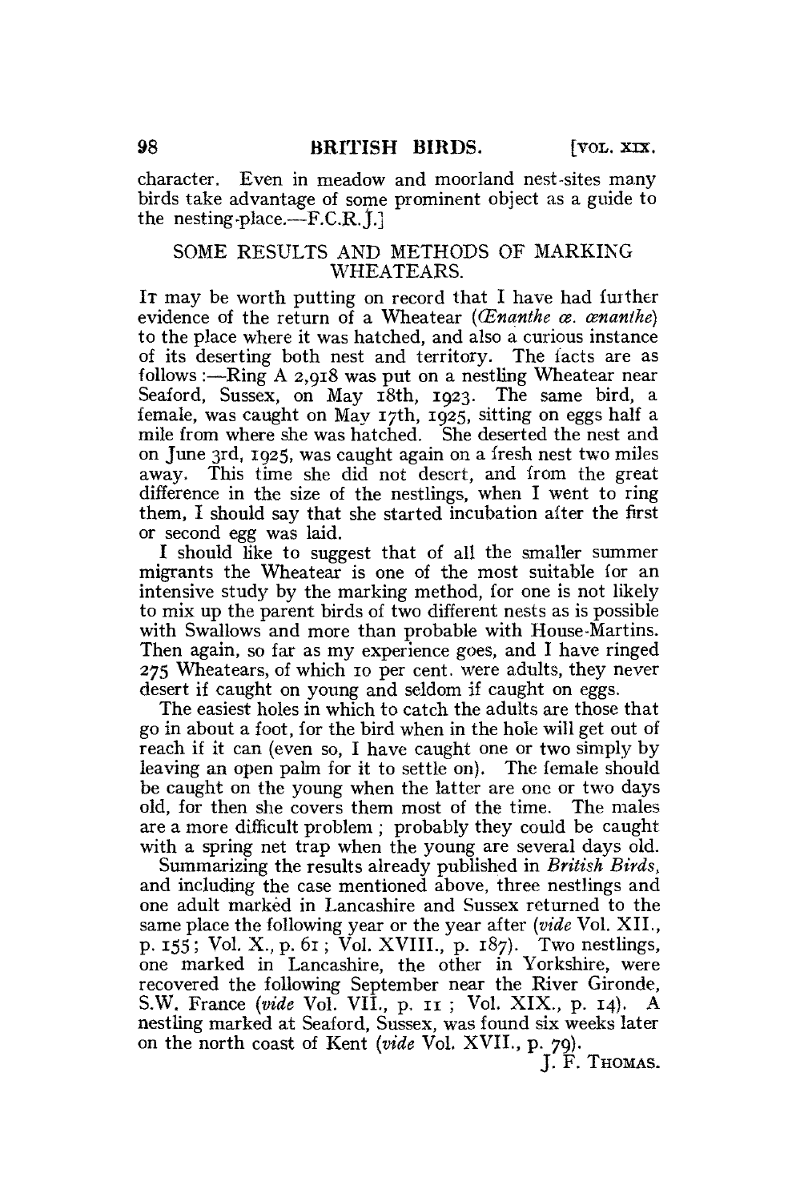character. Even in meadow and moorland nest-sites many birds take advantage of some prominent object as a guide to the nesting-place.—F.C.R.J.]

## SOME RESULTS AND METHODS OF MARKING WHEATEARS.

It may be worth putting on record that I have had further evidence of the return of a Wheatear (*Œnanthe œ. œnanthe*) to the place where it was hatched, and also a curious instance of its deserting both nest and territory. The facts are as follows:—Ring A 2,918 was put on a nestling Wheatear near Seaford, Sussex, on May 18th, 1923. The same bird, a female, was caught on May 17th, 1925, sitting on eggs half a mile from where she was hatched. She deserted the nest and on June 3rd, 1925, was caught again on a fresh nest two miles away. This time she did not desert, and from the great difference in the size of the nestlings, when I went to ring them, I should say that she started incubation after the first or second egg was laid.

I should like to suggest that of all the smaller summer migrants the Wheatear is one of the most suitable for an intensive study by the marking method, for one is not likely to mix up the parent birds of two different nests as is possible with Swallows and more than probable with House-Martins. Then again, so far as my experience goes, and I have ringed 275 Wheatears, of which 10 per cent. were adults, they never desert if caught on young and seldom if caught on eggs.

The easiest holes in which to catch the adults are those that go in about a foot, for the bird when in the hole will get out of reach if it can (even so, I have caught one or two simply by leaving an open palm for it to settle on). The female should be caught on the young when the latter are one or two days old, for then she covers them most of the time. The males are a more difficult problem; probably they could be caught with a spring net trap when the young are several days old.

Summarizing the results already published in *British Birds*, and including the case mentioned above, three nestlings and one adult marked in Lancashire and Sussex returned to the same place the following year or the year after (*vide* Vol. XII., p. 155; Vol. X., p. 61; Vol. XVIII., p. 187). Two nestlings, one marked in Lancashire, the other in Yorkshire, were recovered the following September near the River Gironde, S.W. France (*vide* Vol. VII., p. 11; Vol. XIX., p. 14). A nestling marked at Seaford, Sussex, was found six weeks later on the north coast of Kent (*vide* Vol. XVII., p. 79).

J. F. Thomas.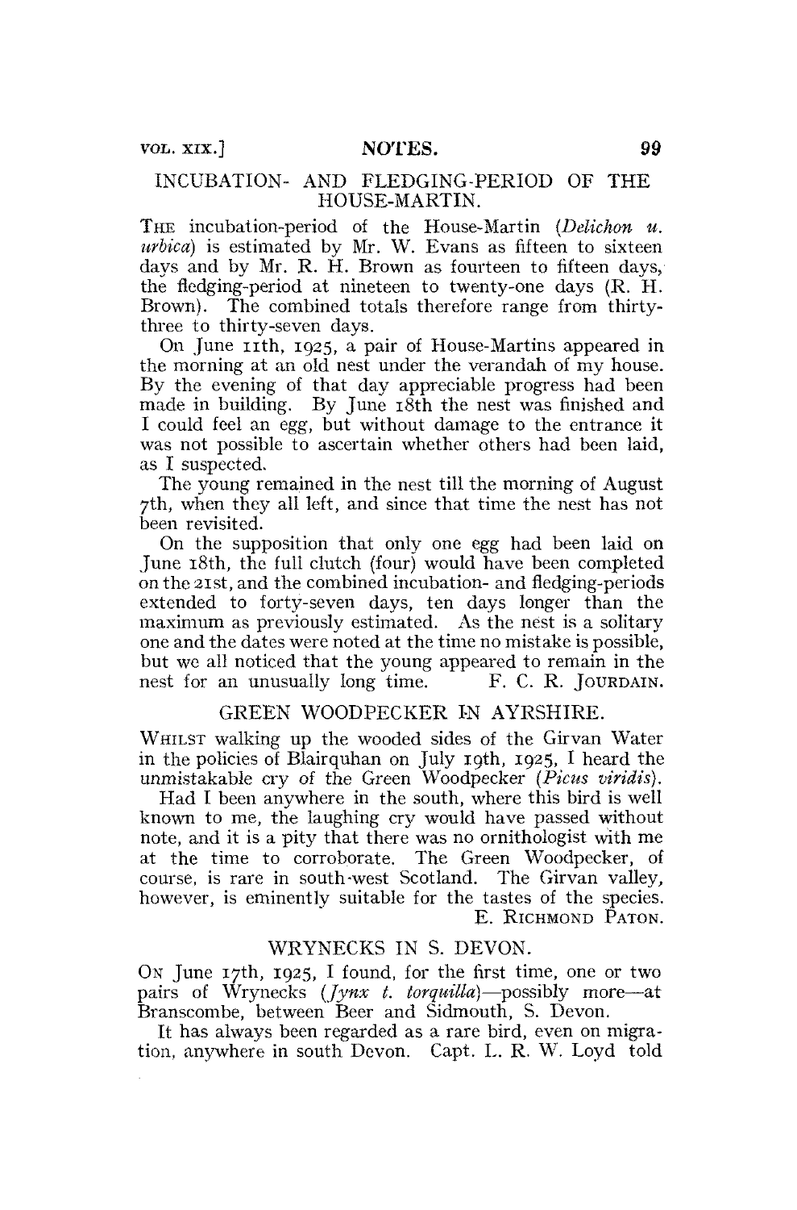## INCUBATION- AND FLEDGING-PERIOD OF THE HOUSE-MARTIN.

THE incubation-period of the House-Martin (*Delichon u. urbica*) is estimated by Mr. W. Evans as fifteen to sixteen days and by Mr. R. H. Brown as fourteen to fifteen days, the fledging-period at nineteen to twenty-one days (R. H. Brown). The combined totals therefore range from thirty-three to thirty-seven days.

On June 11th, 1925, a pair of House-Martins appeared in the morning at an old nest under the verandah of my house. By the evening of that day appreciable progress had been made in building. By June 18th the nest was finished and I could feel an egg, but without damage to the entrance it was not possible to ascertain whether others had been laid, as I suspected.

The young remained in the nest till the morning of August 7th, when they all left, and since that time the nest has not been revisited.

On the supposition that only one egg had been laid on June 18th, the full clutch (four) would have been completed on the 21st, and the combined incubation- and fledging-periods extended to forty-seven days, ten days longer than the maximum as previously estimated. As the nest is a solitary one and the dates were noted at the time no mistake is possible, but we all noticed that the young appeared to remain in the nest for an unusually long time. F. C. R. JOURDAIN.

## GREEN WOODPECKER IN AYRSHIRE.

WHILST walking up the wooded sides of the Girvan Water in the policies of Blairquhan on July 19th, 1925, I heard the unmistakable cry of the Green Woodpecker (*Picus viridis*).

Had I been anywhere in the south, where this bird is well known to me, the laughing cry would have passed without note, and it is a pity that there was no ornithologist with me at the time to corroborate. The Green Woodpecker, of course, is rare in south-west Scotland. The Girvan valley, however, is eminently suitable for the tastes of the species. E. RICHMOND PATON.

## WRYNECKS IN S. DEVON.

ON June 17th, 1925, I found, for the first time, one or two pairs of Wrynecks (*Jynx t. torquilla*)—possibly more—at Branscombe, between Beer and Sidmouth, S. Devon.

It has always been regarded as a rare bird, even on migration, anywhere in south Devon. Capt. L. R. W. Loyd told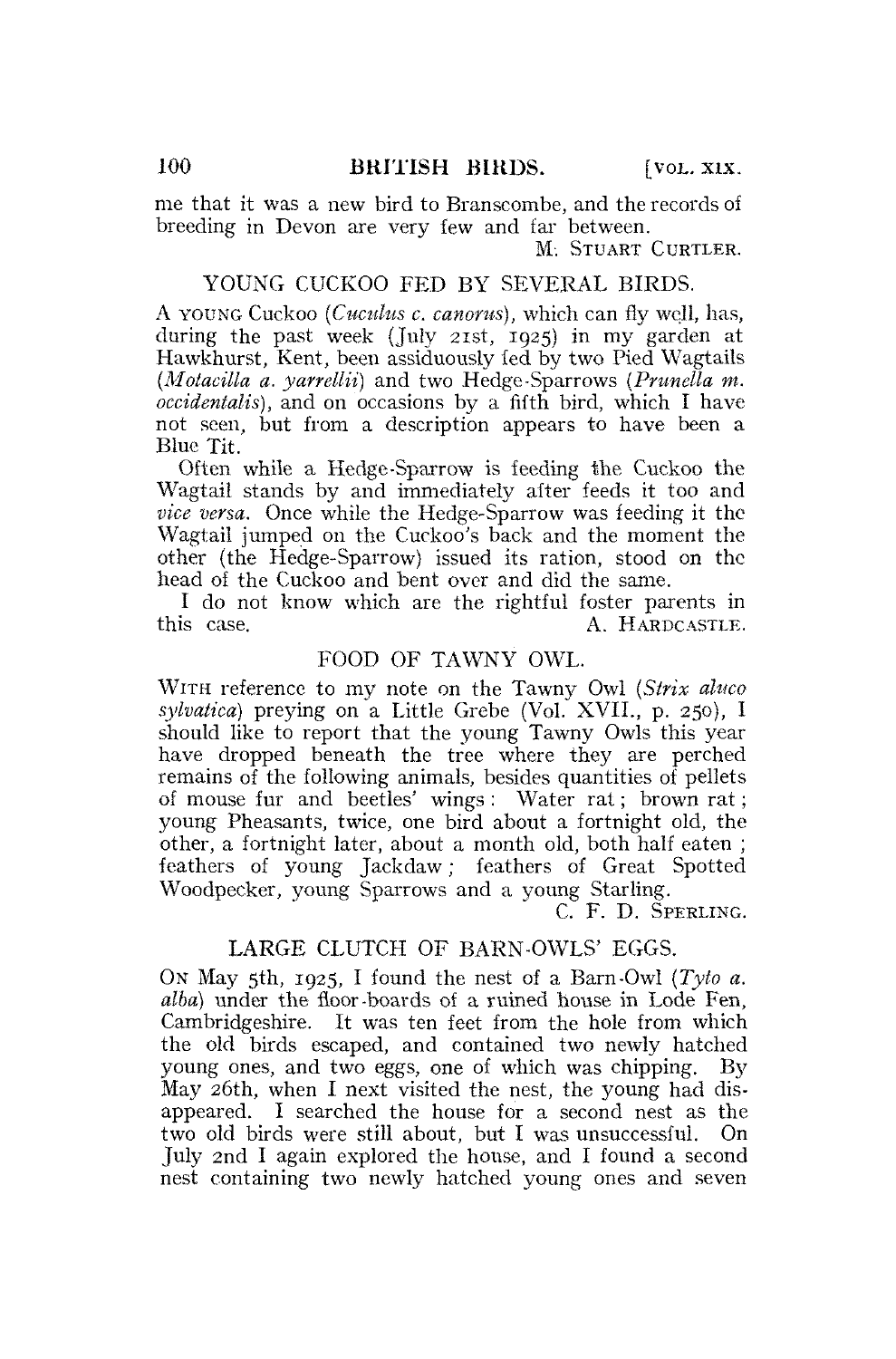me that it was a new bird to Branscombe, and the records of breeding in Devon are very few and far between.

M. STUART CURTLER.

## YOUNG CUCKOO FED BY SEVERAL BIRDS.

A YOUNG Cuckoo (*Cuculus c. canorus*), which can fly well, has, during the past week (July 21st, 1925) in my garden at Hawkhurst, Kent, been assiduously fed by two Pied Wagtails (*Motacilla a. yarrellii*) and two Hedge-Sparrows (*Prunella m. occidentalis*), and on occasions by a fifth bird, which I have not seen, but from a description appears to have been a Blue Tit.

Often while a Hedge-Sparrow is feeding the Cuckoo the Wagtail stands by and immediately after feeds it too and *vice versa*. Once while the Hedge-Sparrow was feeding it the Wagtail jumped on the Cuckoo's back and the moment the other (the Hedge-Sparrow) issued its ration, stood on the head of the Cuckoo and bent over and did the same.

I do not know which are the rightful foster parents in this case.

A. HARDCASTLE.

## FOOD OF TAWNY OWL.

WITH reference to my note on the Tawny Owl (*Strix aluco sylvatica*) preying on a Little Grebe (Vol. XVII., p. 250), I should like to report that the young Tawny Owls this year have dropped beneath the tree where they are perched remains of the following animals, besides quantities of pellets of mouse fur and beetles' wings: Water rat; brown rat; young Pheasants, twice, one bird about a fortnight old, the other, a fortnight later, about a month old, both half eaten; feathers of young Jackdaw; feathers of Great Spotted Woodpecker, young Sparrows and a young Starling.

C. F. D. SPERLING.

## LARGE CLUTCH OF BARN-OWLS' EGGS.

ON May 5th, 1925, I found the nest of a Barn-Owl (*Tyto a. alba*) under the floor-boards of a ruined house in Lode Fen, Cambridgeshire. It was ten feet from the hole from which the old birds escaped, and contained two newly hatched young ones, and two eggs, one of which was chipping. By May 26th, when I next visited the nest, the young had disappeared. I searched the house for a second nest as the two old birds were still about, but I was unsuccessful. On July 2nd I again explored the house, and I found a second nest containing two newly hatched young ones and seven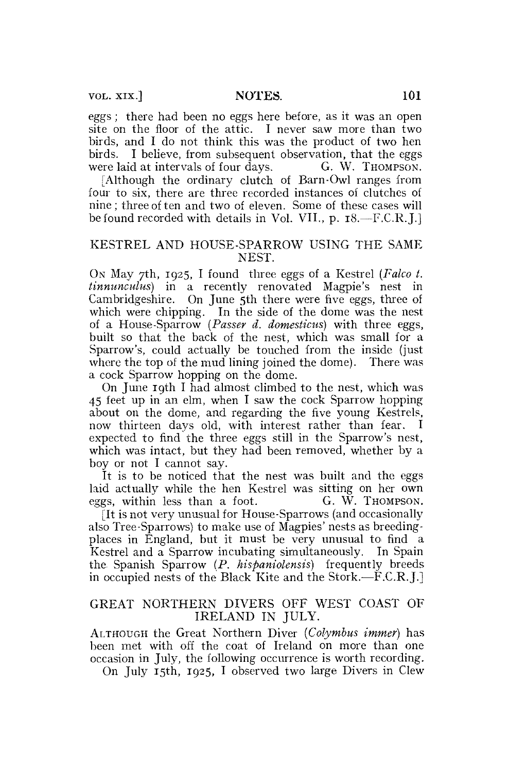eggs; there had been no eggs here before, as it was an open site on the floor of the attic. I never saw more than two birds, and I do not think this was the product of two hen birds. I believe, from subsequent observation, that the eggs were laid at intervals of four days. G. W. THOMPSON.

[Although the ordinary clutch of Barn-Owl ranges from four to six, there are three recorded instances of clutches of nine; three of ten and two of eleven. Some of these cases will be found recorded with details in Vol. VII., p. 18.—F.C.R.J.]

## KESTREL AND HOUSE-SPARROW USING THE SAME NEST.

ON May 7th, 1925, I found three eggs of a Kestrel (*Falco t. tinnunculus*) in a recently renovated Magpie's nest in Cambridgeshire. On June 5th there were five eggs, three of which were chipping. In the side of the dome was the nest of a House-Sparrow (*Passer d. domesticus*) with three eggs, built so that the back of the nest, which was small for a Sparrow's, could actually be touched from the inside (just where the top of the mud lining joined the dome). There was a cock Sparrow hopping on the dome.

On June 19th I had almost climbed to the nest, which was 45 feet up in an elm, when I saw the cock Sparrow hopping about on the dome, and regarding the five young Kestrels, now thirteen days old, with interest rather than fear. I expected to find the three eggs still in the Sparrow's nest, which was intact, but they had been removed, whether by a boy or not I cannot say.

It is to be noticed that the nest was built and the eggs laid actually while the hen Kestrel was sitting on her own eggs, within less than a foot. G. W. THOMPSON.

[It is not very unusual for House-Sparrows (and occasionally also Tree-Sparrows) to make use of Magpies' nests as breeding-places in England, but it must be very unusual to find a Kestrel and a Sparrow incubating simultaneously. In Spain the Spanish Sparrow (*P. hispaniolensis*) frequently breeds in occupied nests of the Black Kite and the Stork.—F.C.R.J.]

## GREAT NORTHERN DIVERS OFF WEST COAST OF IRELAND IN JULY.

ALTHOUGH the Great Northern Diver (*Colymbus immer*) has been met with off the coat of Ireland on more than one occasion in July, the following occurrence is worth recording.

On July 15th, 1925, I observed two large Divers in Clew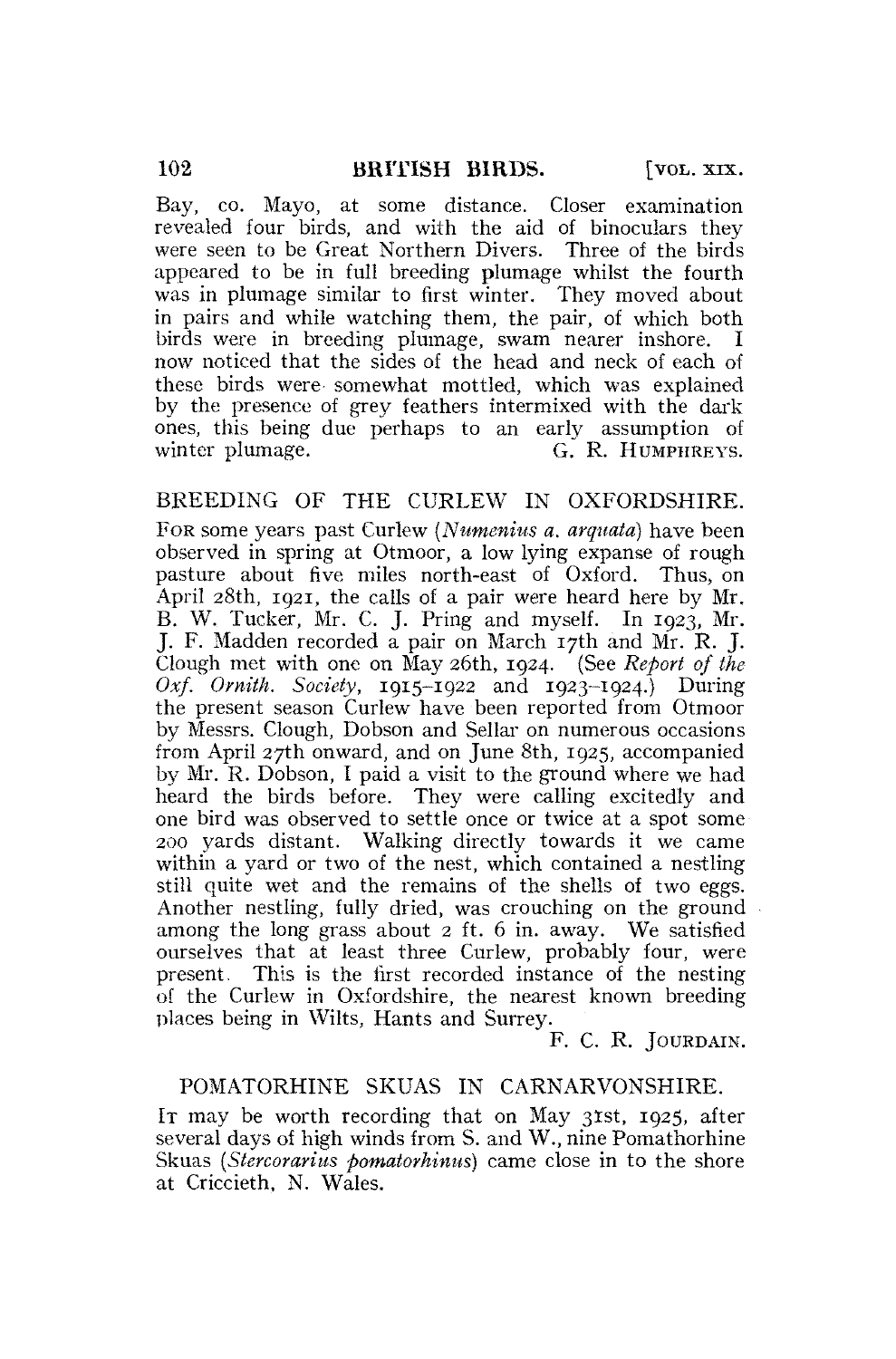Bay, co. Mayo, at some distance. Closer examination revealed four birds, and with the aid of binoculars they were seen to be Great Northern Divers. Three of the birds appeared to be in full breeding plumage whilst the fourth was in plumage similar to first winter. They moved about in pairs and while watching them, the pair, of which both birds were in breeding plumage, swam nearer inshore. I now noticed that the sides of the head and neck of each of these birds were somewhat mottled, which was explained by the presence of grey feathers intermixed with the dark ones, this being due perhaps to an early assumption of winter plumage.

G. R. HUMPHREYS.

## BREEDING OF THE CURLEW IN OXFORDSHIRE.

FOR some years past Curlew (*Numenius a. arquata*) have been observed in spring at Otmoor, a low lying expanse of rough pasture about five miles north-east of Oxford. Thus, on April 28th, 1921, the calls of a pair were heard here by Mr. B. W. Tucker, Mr. C. J. Pring and myself. In 1923, Mr. J. F. Madden recorded a pair on March 17th and Mr. R. J. Clough met with one on May 26th, 1924. (See *Report of the Oxf. Ornith. Society*, 1915–1922 and 1923–1924.) During the present season Curlew have been reported from Otmoor by Messrs. Clough, Dobson and Sellar on numerous occasions from April 27th onward, and on June 8th, 1925, accompanied by Mr. R. Dobson, I paid a visit to the ground where we had heard the birds before. They were calling excitedly and one bird was observed to settle once or twice at a spot some 200 yards distant. Walking directly towards it we came within a yard or two of the nest, which contained a nestling still quite wet and the remains of the shells of two eggs. Another nestling, fully dried, was crouching on the ground among the long grass about 2 ft. 6 in. away. We satisfied ourselves that at least three Curlew, probably four, were present. This is the first recorded instance of the nesting of the Curlew in Oxfordshire, the nearest known breeding places being in Wilts, Hants and Surrey.

F. C. R. JOURDAIN.

## POMATORHINE SKUAS IN CARNARVONSHIRE.

IT may be worth recording that on May 31st, 1925, after several days of high winds from S. and W., nine Pomathorhine Skuas (*Stercorarius pomatorhinus*) came close in to the shore at Criccieth, N. Wales.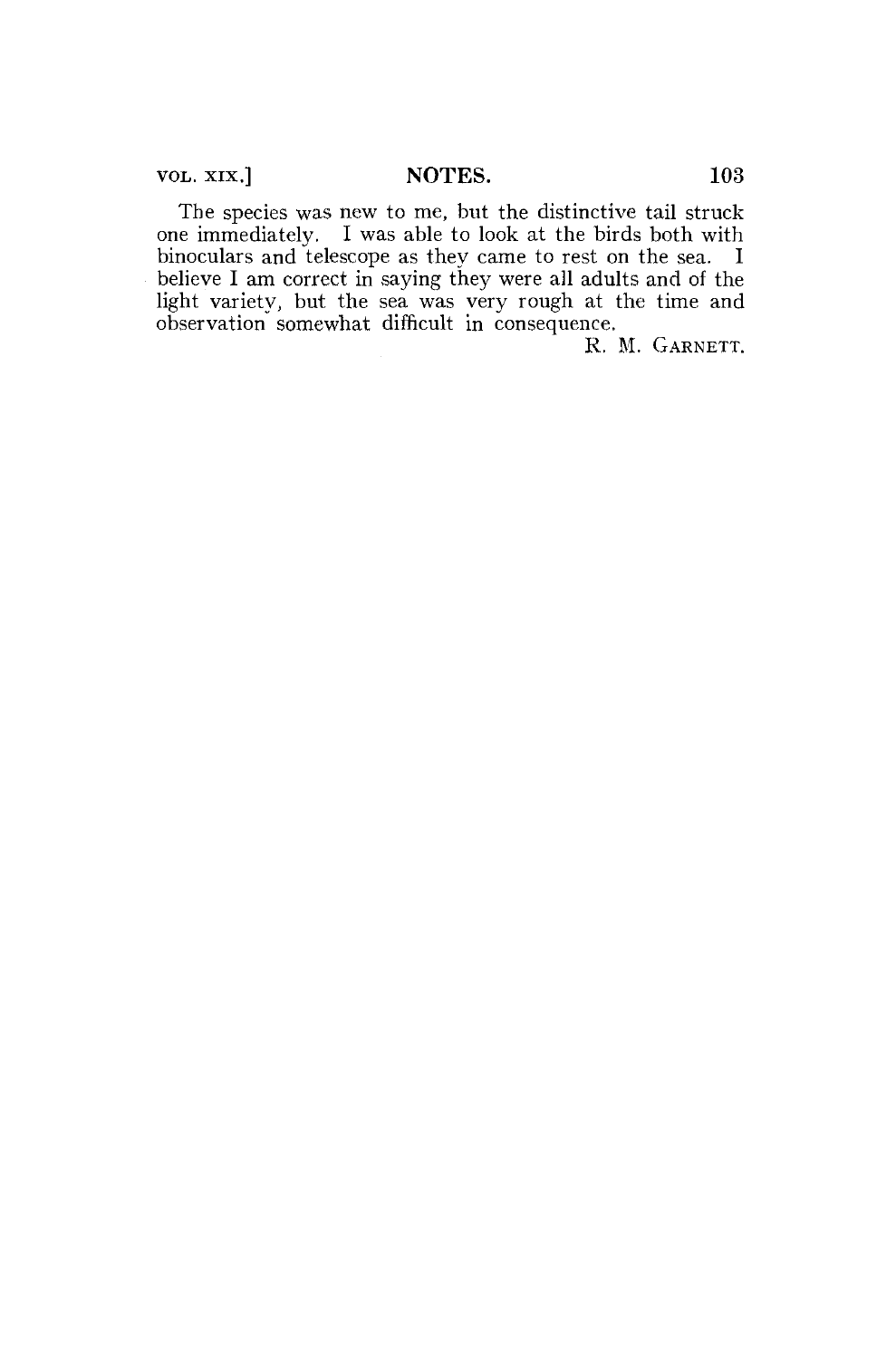The species was new to me, but the distinctive tail struck one immediately. I was able to look at the birds both with binoculars and telescope as they came to rest on the sea. I believe I am correct in saying they were all adults and of the light variety, but the sea was very rough at the time and observation somewhat difficult in consequence.

R. M. GARNETT.